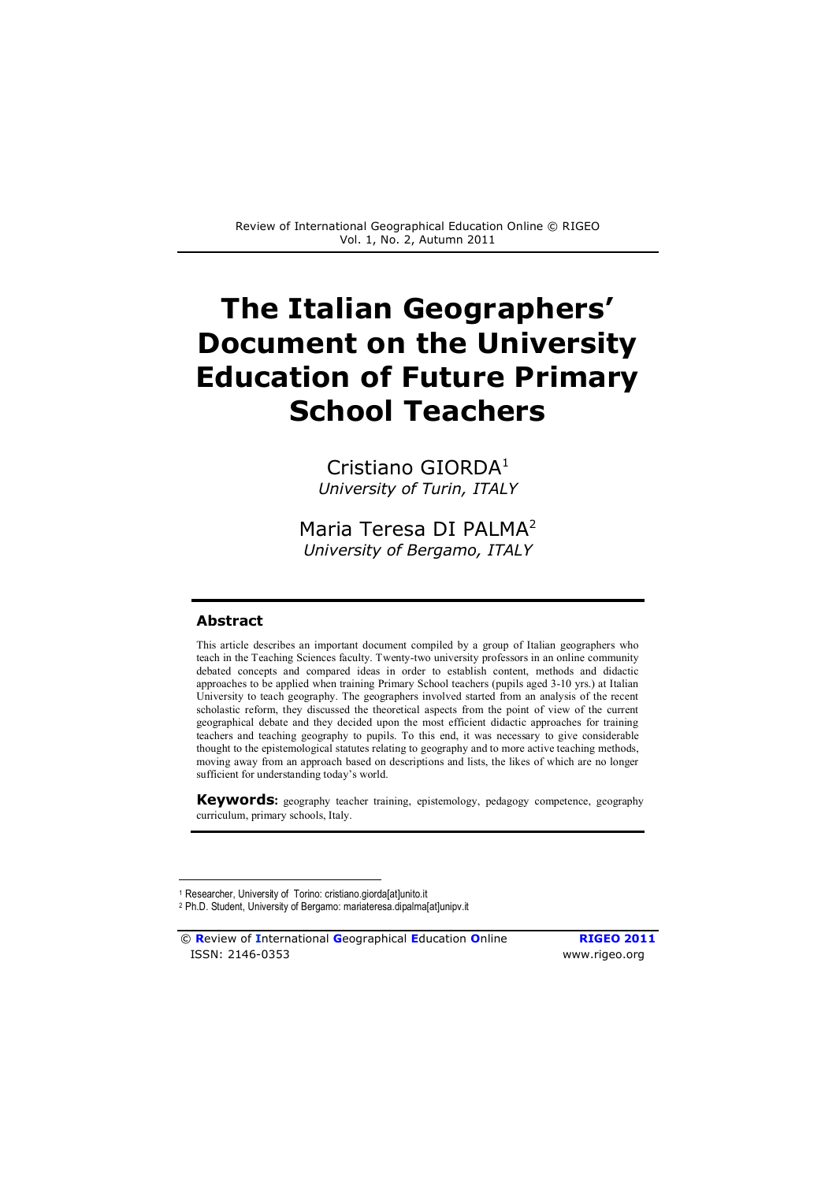# The Italian Geographers' Document on the University Education of Future Primary School Teachers

Cristiano GIORDA[1]
*University of Turin, ITALY*

Maria Teresa DI PALMA[2]
*University of Bergamo, ITALY*

## Abstract

This article describes an important document compiled by a group of Italian geographers who teach in the Teaching Sciences faculty. Twenty-two university professors in an online community debated concepts and compared ideas in order to establish content, methods and didactic approaches to be applied when training Primary School teachers (pupils aged 3-10 yrs.) at Italian University to teach geography. The geographers involved started from an analysis of the recent scholastic reform, they discussed the theoretical aspects from the point of view of the current geographical debate and they decided upon the most efficient didactic approaches for training teachers and teaching geography to pupils. To this end, it was necessary to give considerable thought to the epistemological statutes relating to geography and to more active teaching methods, moving away from an approach based on descriptions and lists, the likes of which are no longer sufficient for understanding today's world.

**Keywords:** geography teacher training, epistemology, pedagogy competence, geography curriculum, primary schools, Italy.

---

[1] Researcher, University of Torino: cristiano.giorda[at]unito.it

[2] Ph.D. Student, University of Bergamo: mariateresa.dipalma[at]unipv.it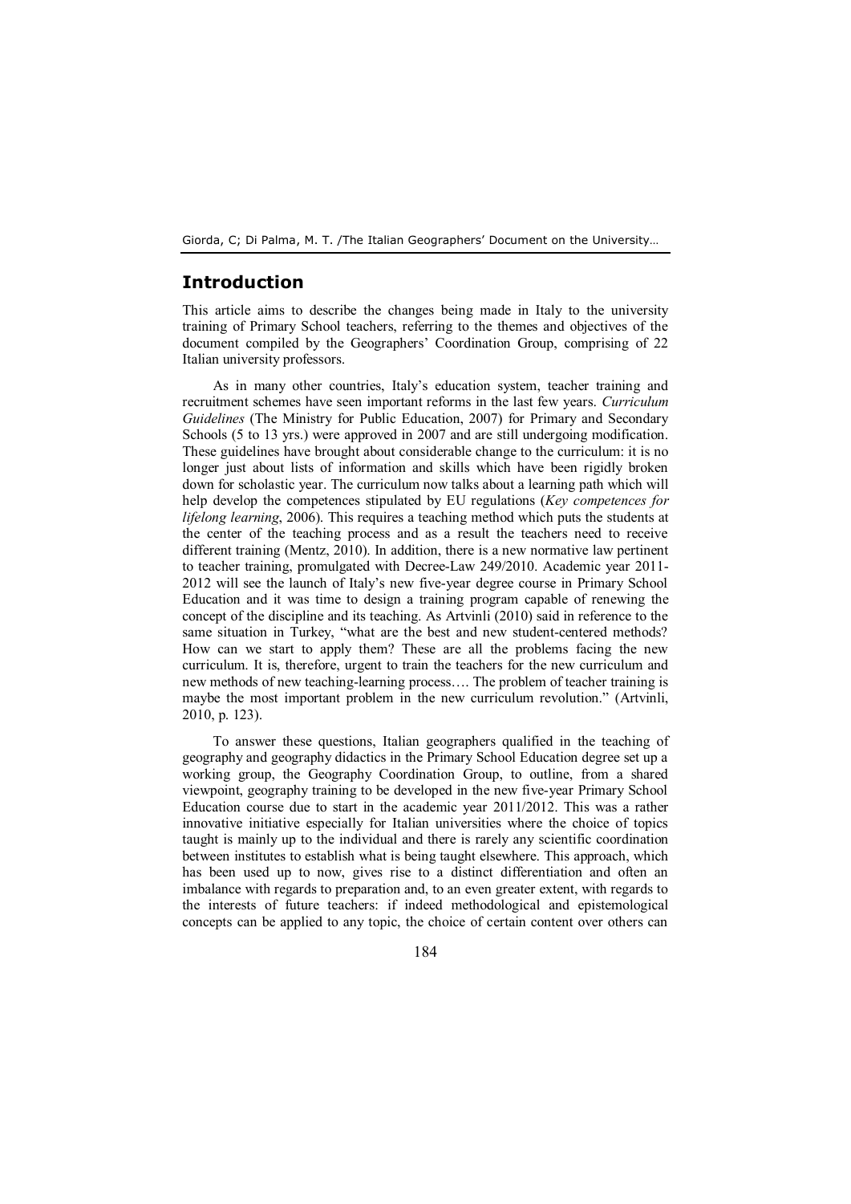## Introduction

This article aims to describe the changes being made in Italy to the university training of Primary School teachers, referring to the themes and objectives of the document compiled by the Geographers' Coordination Group, comprising of 22 Italian university professors.

As in many other countries, Italy's education system, teacher training and recruitment schemes have seen important reforms in the last few years. *Curriculum Guidelines* (The Ministry for Public Education, 2007) for Primary and Secondary Schools (5 to 13 yrs.) were approved in 2007 and are still undergoing modification. These guidelines have brought about considerable change to the curriculum: it is no longer just about lists of information and skills which have been rigidly broken down for scholastic year. The curriculum now talks about a learning path which will help develop the competences stipulated by EU regulations (*Key competences for lifelong learning*, 2006). This requires a teaching method which puts the students at the center of the teaching process and as a result the teachers need to receive different training (Mentz, 2010). In addition, there is a new normative law pertinent to teacher training, promulgated with Decree-Law 249/2010. Academic year 2011-2012 will see the launch of Italy's new five-year degree course in Primary School Education and it was time to design a training program capable of renewing the concept of the discipline and its teaching. As Artvinli (2010) said in reference to the same situation in Turkey, "what are the best and new student-centered methods? How can we start to apply them? These are all the problems facing the new curriculum. It is, therefore, urgent to train the teachers for the new curriculum and new methods of new teaching-learning process…. The problem of teacher training is maybe the most important problem in the new curriculum revolution." (Artvinli, 2010, p. 123).

To answer these questions, Italian geographers qualified in the teaching of geography and geography didactics in the Primary School Education degree set up a working group, the Geography Coordination Group, to outline, from a shared viewpoint, geography training to be developed in the new five-year Primary School Education course due to start in the academic year 2011/2012. This was a rather innovative initiative especially for Italian universities where the choice of topics taught is mainly up to the individual and there is rarely any scientific coordination between institutes to establish what is being taught elsewhere. This approach, which has been used up to now, gives rise to a distinct differentiation and often an imbalance with regards to preparation and, to an even greater extent, with regards to the interests of future teachers: if indeed methodological and epistemological concepts can be applied to any topic, the choice of certain content over others can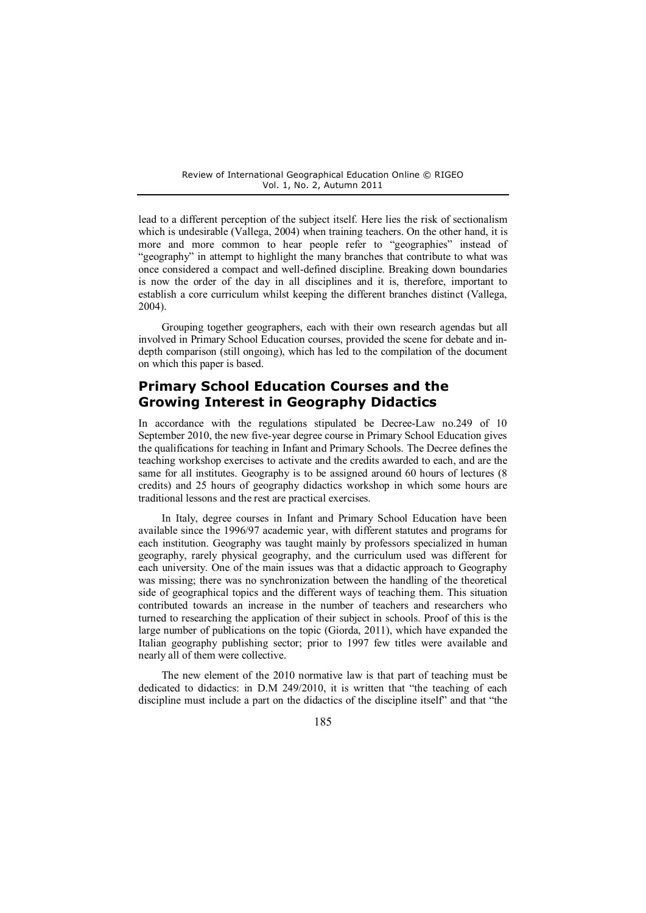lead to a different perception of the subject itself. Here lies the risk of sectionalism which is undesirable (Vallega, 2004) when training teachers. On the other hand, it is more and more common to hear people refer to "geographies" instead of "geography" in attempt to highlight the many branches that contribute to what was once considered a compact and well-defined discipline. Breaking down boundaries is now the order of the day in all disciplines and it is, therefore, important to establish a core curriculum whilst keeping the different branches distinct (Vallega, 2004).

Grouping together geographers, each with their own research agendas but all involved in Primary School Education courses, provided the scene for debate and in-depth comparison (still ongoing), which has led to the compilation of the document on which this paper is based.

## Primary School Education Courses and the Growing Interest in Geography Didactics

In accordance with the regulations stipulated be Decree-Law no.249 of 10 September 2010, the new five-year degree course in Primary School Education gives the qualifications for teaching in Infant and Primary Schools. The Decree defines the teaching workshop exercises to activate and the credits awarded to each, and are the same for all institutes. Geography is to be assigned around 60 hours of lectures (8 credits) and 25 hours of geography didactics workshop in which some hours are traditional lessons and the rest are practical exercises.

In Italy, degree courses in Infant and Primary School Education have been available since the 1996/97 academic year, with different statutes and programs for each institution. Geography was taught mainly by professors specialized in human geography, rarely physical geography, and the curriculum used was different for each university. One of the main issues was that a didactic approach to Geography was missing; there was no synchronization between the handling of the theoretical side of geographical topics and the different ways of teaching them. This situation contributed towards an increase in the number of teachers and researchers who turned to researching the application of their subject in schools. Proof of this is the large number of publications on the topic (Giorda, 2011), which have expanded the Italian geography publishing sector; prior to 1997 few titles were available and nearly all of them were collective.

The new element of the 2010 normative law is that part of teaching must be dedicated to didactics: in D.M 249/2010, it is written that "the teaching of each discipline must include a part on the didactics of the discipline itself" and that "the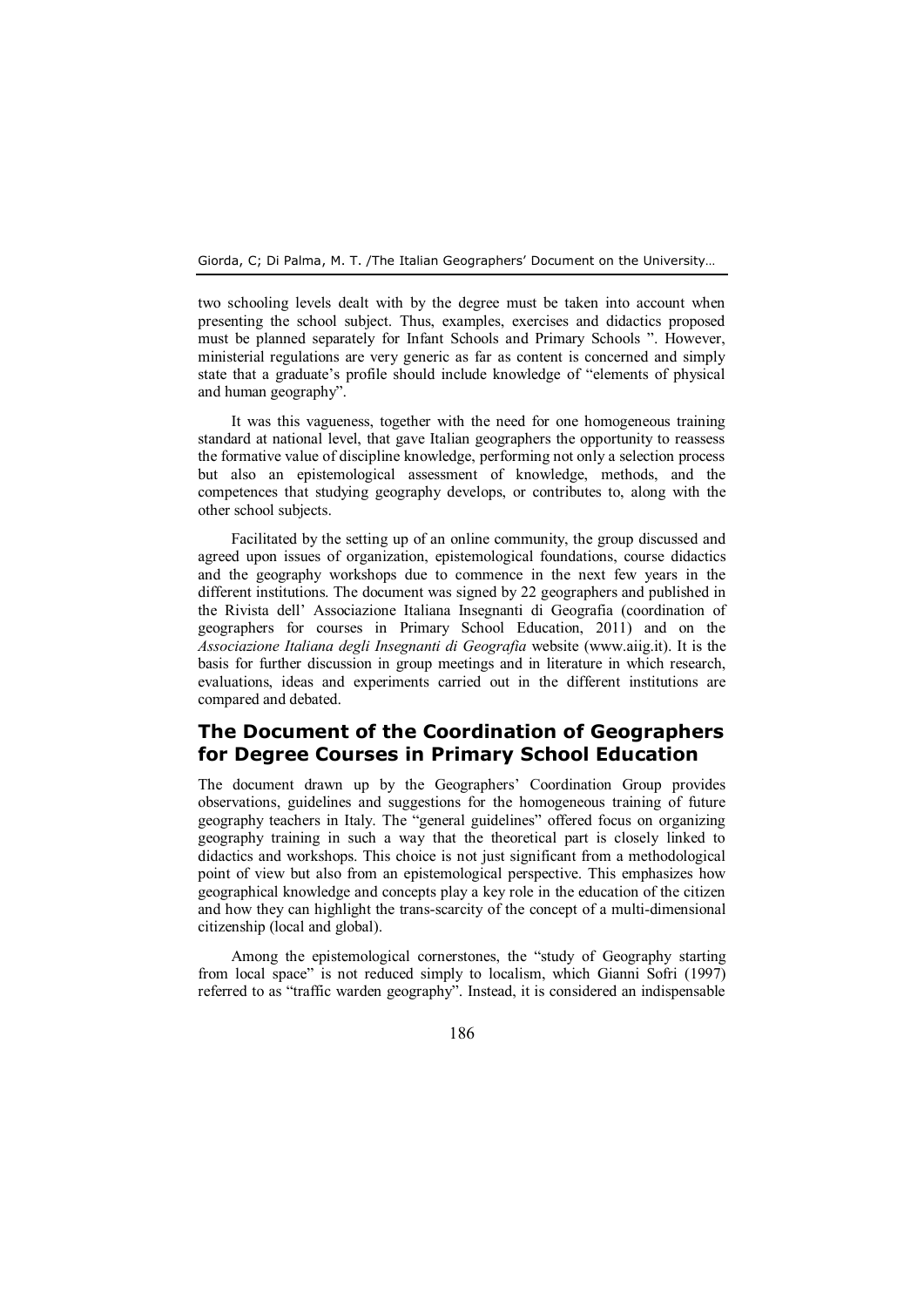two schooling levels dealt with by the degree must be taken into account when presenting the school subject. Thus, examples, exercises and didactics proposed must be planned separately for Infant Schools and Primary Schools ". However, ministerial regulations are very generic as far as content is concerned and simply state that a graduate's profile should include knowledge of "elements of physical and human geography".

It was this vagueness, together with the need for one homogeneous training standard at national level, that gave Italian geographers the opportunity to reassess the formative value of discipline knowledge, performing not only a selection process but also an epistemological assessment of knowledge, methods, and the competences that studying geography develops, or contributes to, along with the other school subjects.

Facilitated by the setting up of an online community, the group discussed and agreed upon issues of organization, epistemological foundations, course didactics and the geography workshops due to commence in the next few years in the different institutions. The document was signed by 22 geographers and published in the Rivista dell' Associazione Italiana Insegnanti di Geografia (coordination of geographers for courses in Primary School Education, 2011) and on the *Associazione Italiana degli Insegnanti di Geografia* website (www.aiig.it). It is the basis for further discussion in group meetings and in literature in which research, evaluations, ideas and experiments carried out in the different institutions are compared and debated.

## The Document of the Coordination of Geographers for Degree Courses in Primary School Education

The document drawn up by the Geographers' Coordination Group provides observations, guidelines and suggestions for the homogeneous training of future geography teachers in Italy. The "general guidelines" offered focus on organizing geography training in such a way that the theoretical part is closely linked to didactics and workshops. This choice is not just significant from a methodological point of view but also from an epistemological perspective. This emphasizes how geographical knowledge and concepts play a key role in the education of the citizen and how they can highlight the trans-scarcity of the concept of a multi-dimensional citizenship (local and global).

Among the epistemological cornerstones, the "study of Geography starting from local space" is not reduced simply to localism, which Gianni Sofri (1997) referred to as "traffic warden geography". Instead, it is considered an indispensable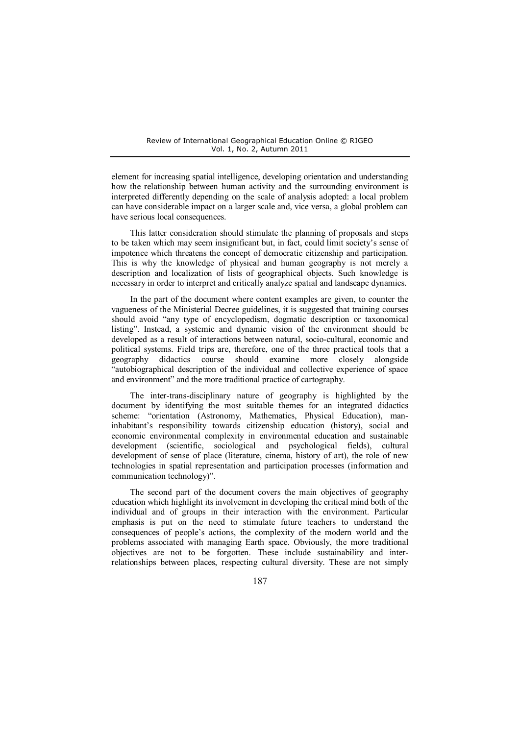element for increasing spatial intelligence, developing orientation and understanding how the relationship between human activity and the surrounding environment is interpreted differently depending on the scale of analysis adopted: a local problem can have considerable impact on a larger scale and, vice versa, a global problem can have serious local consequences.

This latter consideration should stimulate the planning of proposals and steps to be taken which may seem insignificant but, in fact, could limit society's sense of impotence which threatens the concept of democratic citizenship and participation. This is why the knowledge of physical and human geography is not merely a description and localization of lists of geographical objects. Such knowledge is necessary in order to interpret and critically analyze spatial and landscape dynamics.

In the part of the document where content examples are given, to counter the vagueness of the Ministerial Decree guidelines, it is suggested that training courses should avoid "any type of encyclopedism, dogmatic description or taxonomical listing". Instead, a systemic and dynamic vision of the environment should be developed as a result of interactions between natural, socio-cultural, economic and political systems. Field trips are, therefore, one of the three practical tools that a geography didactics course should examine more closely alongside "autobiographical description of the individual and collective experience of space and environment" and the more traditional practice of cartography.

The inter-trans-disciplinary nature of geography is highlighted by the document by identifying the most suitable themes for an integrated didactics scheme: "orientation (Astronomy, Mathematics, Physical Education), man-inhabitant's responsibility towards citizenship education (history), social and economic environmental complexity in environmental education and sustainable development (scientific, sociological and psychological fields), cultural development of sense of place (literature, cinema, history of art), the role of new technologies in spatial representation and participation processes (information and communication technology)".

The second part of the document covers the main objectives of geography education which highlight its involvement in developing the critical mind both of the individual and of groups in their interaction with the environment. Particular emphasis is put on the need to stimulate future teachers to understand the consequences of people's actions, the complexity of the modern world and the problems associated with managing Earth space. Obviously, the more traditional objectives are not to be forgotten. These include sustainability and inter-relationships between places, respecting cultural diversity. These are not simply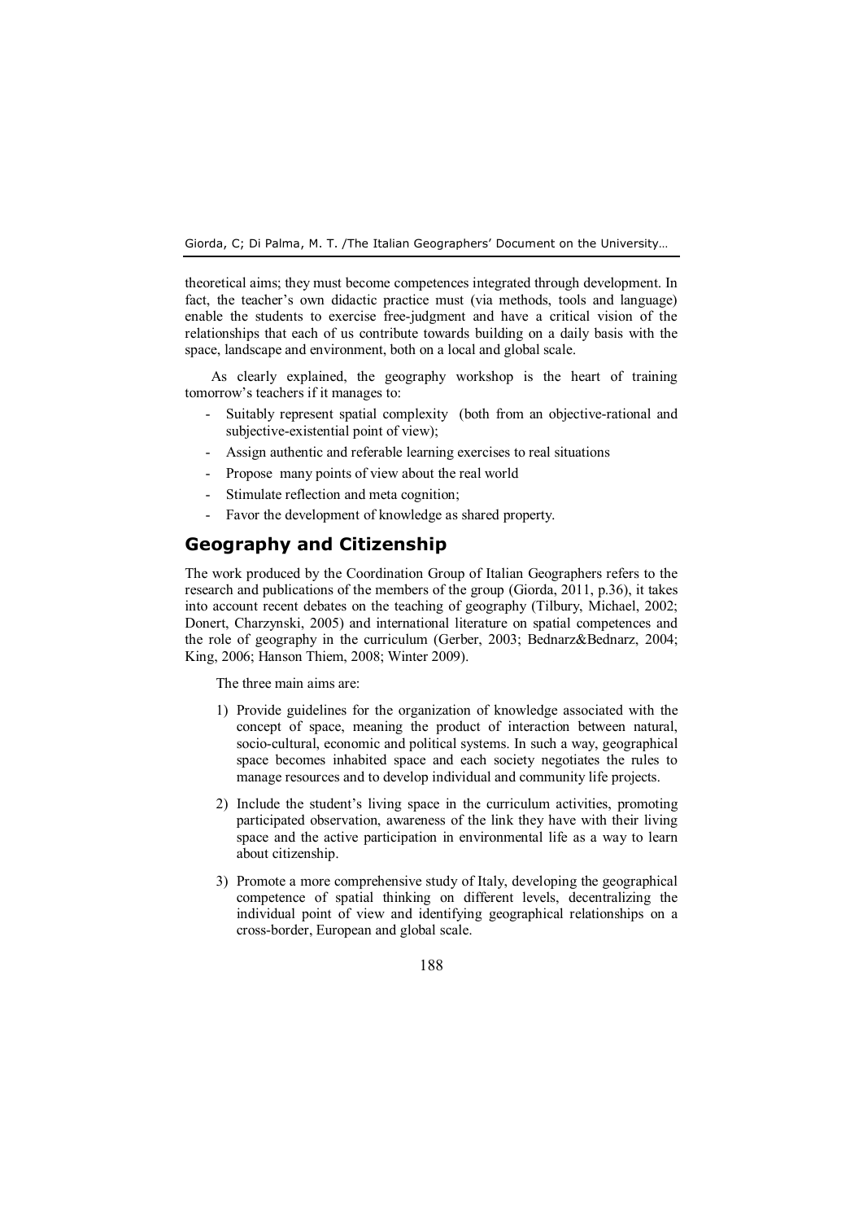theoretical aims; they must become competences integrated through development. In fact, the teacher's own didactic practice must (via methods, tools and language) enable the students to exercise free-judgment and have a critical vision of the relationships that each of us contribute towards building on a daily basis with the space, landscape and environment, both on a local and global scale.

As clearly explained, the geography workshop is the heart of training tomorrow's teachers if it manages to:

- Suitably represent spatial complexity (both from an objective-rational and subjective-existential point of view);
- Assign authentic and referable learning exercises to real situations
- Propose many points of view about the real world
- Stimulate reflection and meta cognition;
- Favor the development of knowledge as shared property.

## Geography and Citizenship

The work produced by the Coordination Group of Italian Geographers refers to the research and publications of the members of the group (Giorda, 2011, p.36), it takes into account recent debates on the teaching of geography (Tilbury, Michael, 2002; Donert, Charzynski, 2005) and international literature on spatial competences and the role of geography in the curriculum (Gerber, 2003; Bednarz&Bednarz, 2004; King, 2006; Hanson Thiem, 2008; Winter 2009).

The three main aims are:

1) Provide guidelines for the organization of knowledge associated with the concept of space, meaning the product of interaction between natural, socio-cultural, economic and political systems. In such a way, geographical space becomes inhabited space and each society negotiates the rules to manage resources and to develop individual and community life projects.

2) Include the student's living space in the curriculum activities, promoting participated observation, awareness of the link they have with their living space and the active participation in environmental life as a way to learn about citizenship.

3) Promote a more comprehensive study of Italy, developing the geographical competence of spatial thinking on different levels, decentralizing the individual point of view and identifying geographical relationships on a cross-border, European and global scale.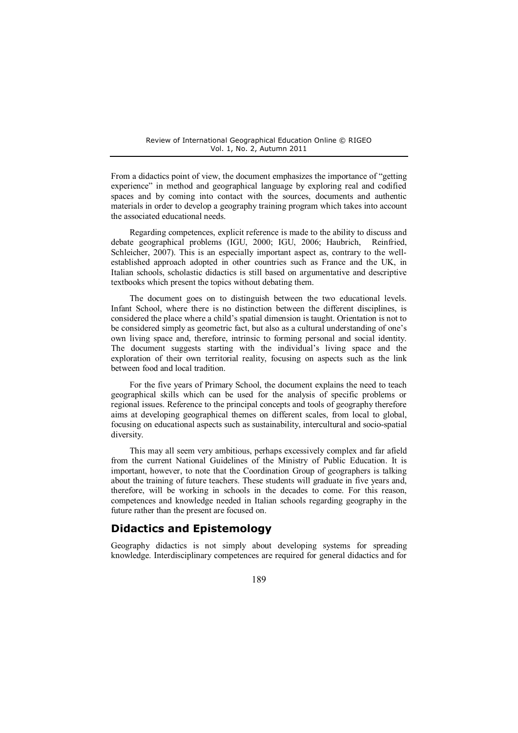From a didactics point of view, the document emphasizes the importance of "getting experience" in method and geographical language by exploring real and codified spaces and by coming into contact with the sources, documents and authentic materials in order to develop a geography training program which takes into account the associated educational needs.

Regarding competences, explicit reference is made to the ability to discuss and debate geographical problems (IGU, 2000; IGU, 2006; Haubrich, Reinfried, Schleicher, 2007). This is an especially important aspect as, contrary to the well-established approach adopted in other countries such as France and the UK, in Italian schools, scholastic didactics is still based on argumentative and descriptive textbooks which present the topics without debating them.

The document goes on to distinguish between the two educational levels. Infant School, where there is no distinction between the different disciplines, is considered the place where a child's spatial dimension is taught. Orientation is not to be considered simply as geometric fact, but also as a cultural understanding of one's own living space and, therefore, intrinsic to forming personal and social identity. The document suggests starting with the individual's living space and the exploration of their own territorial reality, focusing on aspects such as the link between food and local tradition.

For the five years of Primary School, the document explains the need to teach geographical skills which can be used for the analysis of specific problems or regional issues. Reference to the principal concepts and tools of geography therefore aims at developing geographical themes on different scales, from local to global, focusing on educational aspects such as sustainability, intercultural and socio-spatial diversity.

This may all seem very ambitious, perhaps excessively complex and far afield from the current National Guidelines of the Ministry of Public Education. It is important, however, to note that the Coordination Group of geographers is talking about the training of future teachers. These students will graduate in five years and, therefore, will be working in schools in the decades to come. For this reason, competences and knowledge needed in Italian schools regarding geography in the future rather than the present are focused on.

## Didactics and Epistemology

Geography didactics is not simply about developing systems for spreading knowledge. Interdisciplinary competences are required for general didactics and for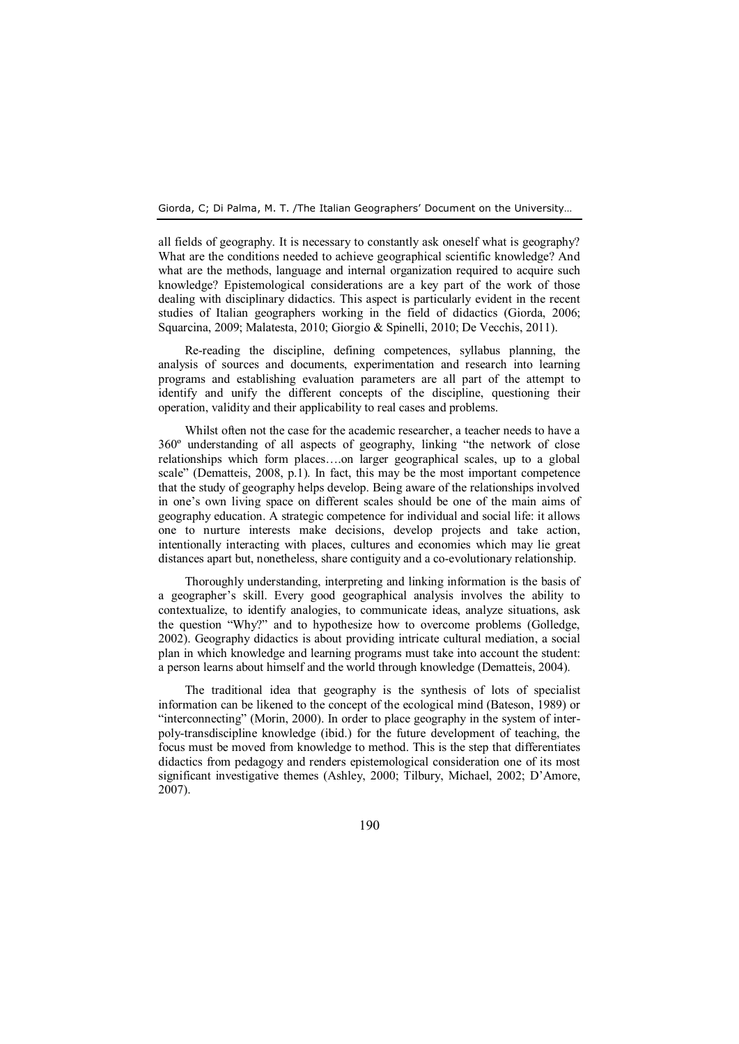all fields of geography. It is necessary to constantly ask oneself what is geography? What are the conditions needed to achieve geographical scientific knowledge? And what are the methods, language and internal organization required to acquire such knowledge? Epistemological considerations are a key part of the work of those dealing with disciplinary didactics. This aspect is particularly evident in the recent studies of Italian geographers working in the field of didactics (Giorda, 2006; Squarcina, 2009; Malatesta, 2010; Giorgio & Spinelli, 2010; De Vecchis, 2011).

Re-reading the discipline, defining competences, syllabus planning, the analysis of sources and documents, experimentation and research into learning programs and establishing evaluation parameters are all part of the attempt to identify and unify the different concepts of the discipline, questioning their operation, validity and their applicability to real cases and problems.

Whilst often not the case for the academic researcher, a teacher needs to have a 360º understanding of all aspects of geography, linking "the network of close relationships which form places….on larger geographical scales, up to a global scale" (Dematteis, 2008, p.1). In fact, this may be the most important competence that the study of geography helps develop. Being aware of the relationships involved in one's own living space on different scales should be one of the main aims of geography education. A strategic competence for individual and social life: it allows one to nurture interests make decisions, develop projects and take action, intentionally interacting with places, cultures and economies which may lie great distances apart but, nonetheless, share contiguity and a co-evolutionary relationship.

Thoroughly understanding, interpreting and linking information is the basis of a geographer's skill. Every good geographical analysis involves the ability to contextualize, to identify analogies, to communicate ideas, analyze situations, ask the question "Why?" and to hypothesize how to overcome problems (Golledge, 2002). Geography didactics is about providing intricate cultural mediation, a social plan in which knowledge and learning programs must take into account the student: a person learns about himself and the world through knowledge (Dematteis, 2004).

The traditional idea that geography is the synthesis of lots of specialist information can be likened to the concept of the ecological mind (Bateson, 1989) or "interconnecting" (Morin, 2000). In order to place geography in the system of inter-poly-transdiscipline knowledge (ibid.) for the future development of teaching, the focus must be moved from knowledge to method. This is the step that differentiates didactics from pedagogy and renders epistemological consideration one of its most significant investigative themes (Ashley, 2000; Tilbury, Michael, 2002; D'Amore, 2007).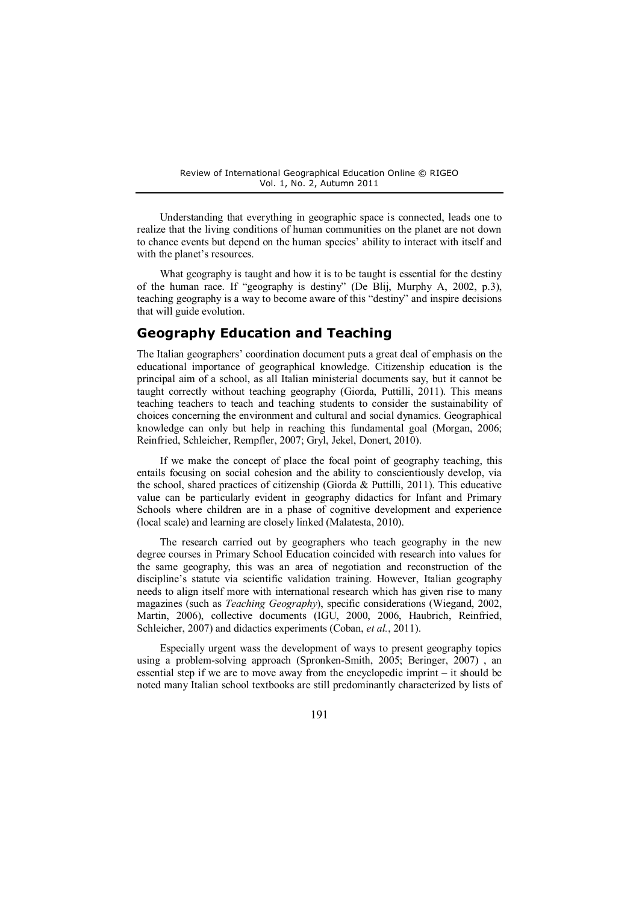Understanding that everything in geographic space is connected, leads one to realize that the living conditions of human communities on the planet are not down to chance events but depend on the human species' ability to interact with itself and with the planet's resources.

What geography is taught and how it is to be taught is essential for the destiny of the human race. If "geography is destiny" (De Blij, Murphy A, 2002, p.3), teaching geography is a way to become aware of this "destiny" and inspire decisions that will guide evolution.

## Geography Education and Teaching

The Italian geographers' coordination document puts a great deal of emphasis on the educational importance of geographical knowledge. Citizenship education is the principal aim of a school, as all Italian ministerial documents say, but it cannot be taught correctly without teaching geography (Giorda, Puttilli, 2011). This means teaching teachers to teach and teaching students to consider the sustainability of choices concerning the environment and cultural and social dynamics. Geographical knowledge can only but help in reaching this fundamental goal (Morgan, 2006; Reinfried, Schleicher, Rempfler, 2007; Gryl, Jekel, Donert, 2010).

If we make the concept of place the focal point of geography teaching, this entails focusing on social cohesion and the ability to conscientiously develop, via the school, shared practices of citizenship (Giorda & Puttilli, 2011). This educative value can be particularly evident in geography didactics for Infant and Primary Schools where children are in a phase of cognitive development and experience (local scale) and learning are closely linked (Malatesta, 2010).

The research carried out by geographers who teach geography in the new degree courses in Primary School Education coincided with research into values for the same geography, this was an area of negotiation and reconstruction of the discipline's statute via scientific validation training. However, Italian geography needs to align itself more with international research which has given rise to many magazines (such as *Teaching Geography*), specific considerations (Wiegand, 2002, Martin, 2006), collective documents (IGU, 2000, 2006, Haubrich, Reinfried, Schleicher, 2007) and didactics experiments (Coban, *et al.*, 2011).

Especially urgent wass the development of ways to present geography topics using a problem-solving approach (Spronken-Smith, 2005; Beringer, 2007) , an essential step if we are to move away from the encyclopedic imprint – it should be noted many Italian school textbooks are still predominantly characterized by lists of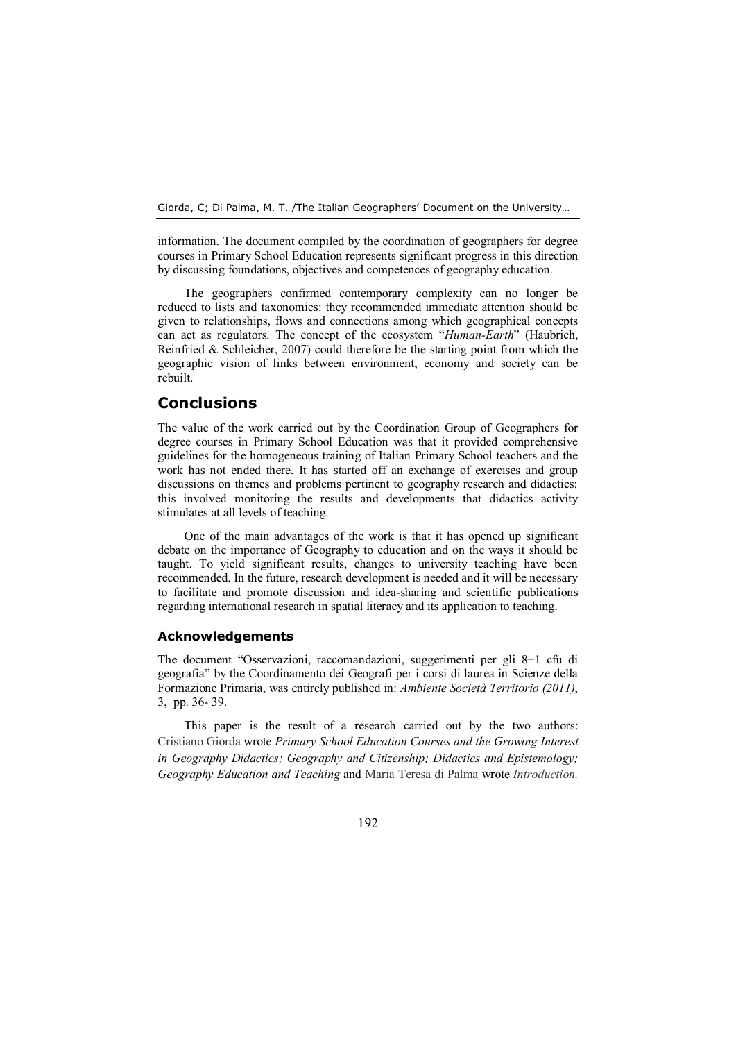information. The document compiled by the coordination of geographers for degree courses in Primary School Education represents significant progress in this direction by discussing foundations, objectives and competences of geography education.

The geographers confirmed contemporary complexity can no longer be reduced to lists and taxonomies: they recommended immediate attention should be given to relationships, flows and connections among which geographical concepts can act as regulators. The concept of the ecosystem "*Human-Earth*" (Haubrich, Reinfried & Schleicher, 2007) could therefore be the starting point from which the geographic vision of links between environment, economy and society can be rebuilt.

## Conclusions

The value of the work carried out by the Coordination Group of Geographers for degree courses in Primary School Education was that it provided comprehensive guidelines for the homogeneous training of Italian Primary School teachers and the work has not ended there. It has started off an exchange of exercises and group discussions on themes and problems pertinent to geography research and didactics: this involved monitoring the results and developments that didactics activity stimulates at all levels of teaching.

One of the main advantages of the work is that it has opened up significant debate on the importance of Geography to education and on the ways it should be taught. To yield significant results, changes to university teaching have been recommended. In the future, research development is needed and it will be necessary to facilitate and promote discussion and idea-sharing and scientific publications regarding international research in spatial literacy and its application to teaching.

### Acknowledgements

The document "Osservazioni, raccomandazioni, suggerimenti per gli 8+1 cfu di geografia" by the Coordinamento dei Geografi per i corsi di laurea in Scienze della Formazione Primaria, was entirely published in: *Ambiente Società Territorio (2011)*, 3, pp. 36- 39.

This paper is the result of a research carried out by the two authors: Cristiano Giorda wrote *Primary School Education Courses and the Growing Interest in Geography Didactics; Geography and Citizenship; Didactics and Epistemology; Geography Education and Teaching* and Maria Teresa di Palma wrote *Introduction,*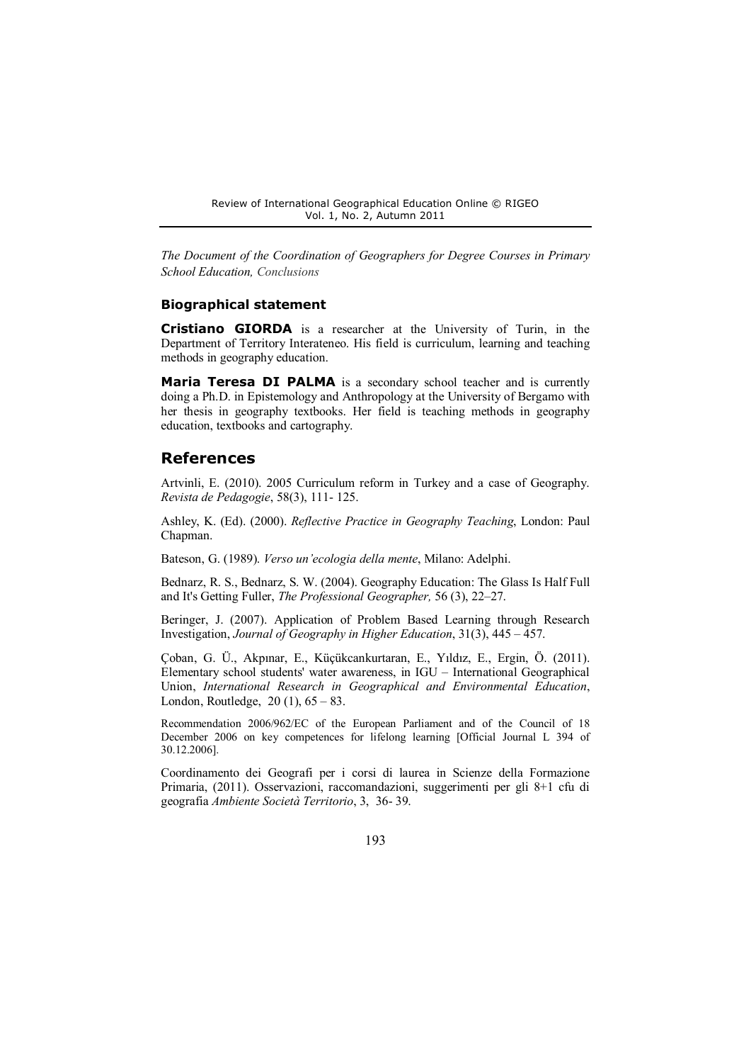*The Document of the Coordination of Geographers for Degree Courses in Primary School Education, Conclusions*

### Biographical statement

**Cristiano GIORDA** is a researcher at the University of Turin, in the Department of Territory Interateneo. His field is curriculum, learning and teaching methods in geography education.

**Maria Teresa DI PALMA** is a secondary school teacher and is currently doing a Ph.D. in Epistemology and Anthropology at the University of Bergamo with her thesis in geography textbooks. Her field is teaching methods in geography education, textbooks and cartography.

## References

Artvinli, E. (2010). 2005 Curriculum reform in Turkey and a case of Geography. *Revista de Pedagogie*, 58(3), 111- 125.

Ashley, K. (Ed). (2000). *Reflective Practice in Geography Teaching*, London: Paul Chapman.

Bateson, G. (1989). *Verso un'ecologia della mente*, Milano: Adelphi.

Bednarz, R. S., Bednarz, S. W. (2004). Geography Education: The Glass Is Half Full and It's Getting Fuller, *The Professional Geographer,* 56 (3), 22–27.

Beringer, J. (2007). Application of Problem Based Learning through Research Investigation, *Journal of Geography in Higher Education*, 31(3), 445 – 457.

Çoban, G. Ü., Akpınar, E., Küçükcankurtaran, E., Yıldız, E., Ergin, Ö. (2011). Elementary school students' water awareness, in IGU – International Geographical Union, *International Research in Geographical and Environmental Education*, London, Routledge, 20 (1), 65 – 83.

Recommendation 2006/962/EC of the European Parliament and of the Council of 18 December 2006 on key competences for lifelong learning [Official Journal L 394 of 30.12.2006].

Coordinamento dei Geografi per i corsi di laurea in Scienze della Formazione Primaria, (2011). Osservazioni, raccomandazioni, suggerimenti per gli 8+1 cfu di geografia *Ambiente Società Territorio*, 3, 36- 39.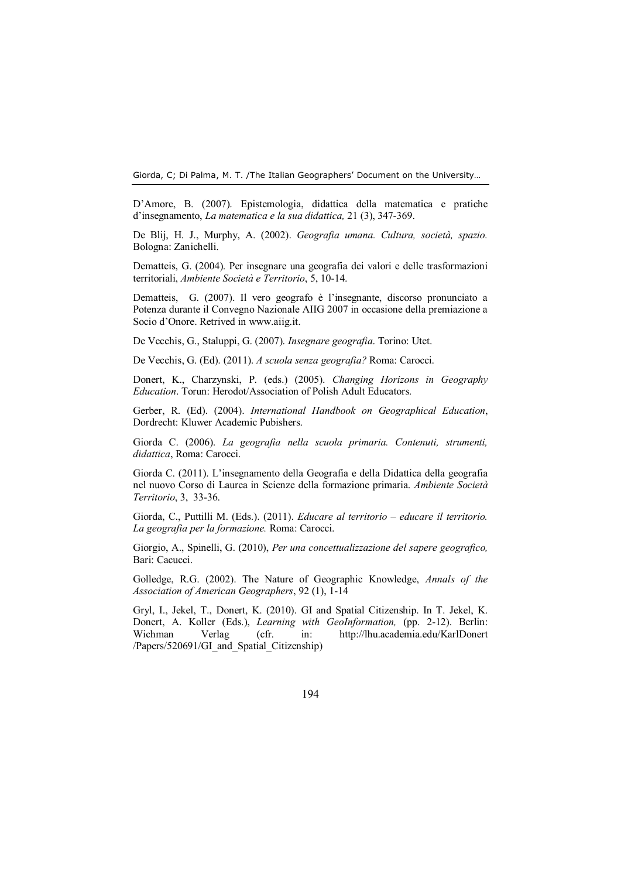D'Amore, B. (2007). Epistemologia, didattica della matematica e pratiche d'insegnamento, *La matematica e la sua didattica,* 21 (3), 347-369.

De Blij, H. J., Murphy, A. (2002). *Geografia umana. Cultura, società, spazio.* Bologna: Zanichelli.

Dematteis, G. (2004). Per insegnare una geografia dei valori e delle trasformazioni territoriali, *Ambiente Società e Territorio*, 5, 10-14.

Dematteis, G. (2007). Il vero geografo è l'insegnante, discorso pronunciato a Potenza durante il Convegno Nazionale AIIG 2007 in occasione della premiazione a Socio d'Onore. Retrived in www.aiig.it.

De Vecchis, G., Staluppi, G. (2007). *Insegnare geografia*. Torino: Utet.

De Vecchis, G. (Ed). (2011). *A scuola senza geografia?* Roma: Carocci.

Donert, K., Charzynski, P. (eds.) (2005). *Changing Horizons in Geography Education*. Torun: Herodot/Association of Polish Adult Educators.

Gerber, R. (Ed). (2004). *International Handbook on Geographical Education*, Dordrecht: Kluwer Academic Pubishers.

Giorda C. (2006). *La geografia nella scuola primaria. Contenuti, strumenti, didattica*, Roma: Carocci.

Giorda C. (2011). L'insegnamento della Geografia e della Didattica della geografia nel nuovo Corso di Laurea in Scienze della formazione primaria. *Ambiente Società Territorio*, 3, 33-36.

Giorda, C., Puttilli M. (Eds.). (2011). *Educare al territorio – educare il territorio. La geografia per la formazione.* Roma: Carocci.

Giorgio, A., Spinelli, G. (2010), *Per una concettualizzazione del sapere geografico,* Bari: Cacucci.

Golledge, R.G. (2002). The Nature of Geographic Knowledge, *Annals of the Association of American Geographers*, 92 (1), 1-14

Gryl, I., Jekel, T., Donert, K. (2010). GI and Spatial Citizenship. In T. Jekel, K. Donert, A. Koller (Eds.), *Learning with GeoInformation,* (pp. 2-12). Berlin: Wichman Verlag (cfr. in: http://lhu.academia.edu/KarlDonert/Papers/520691/GI_and_Spatial_Citizenship)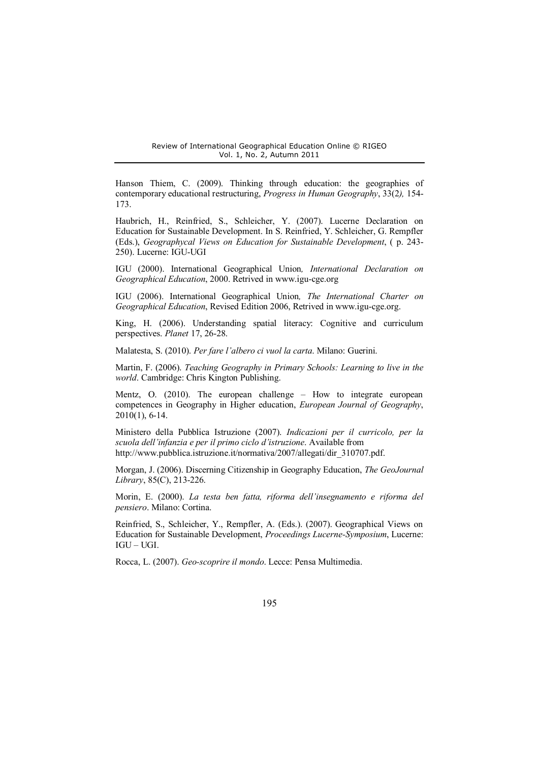Hanson Thiem, C. (2009). Thinking through education: the geographies of contemporary educational restructuring, *Progress in Human Geography*, 33(2*),* 154-173.

Haubrich, H., Reinfried, S., Schleicher, Y. (2007). Lucerne Declaration on Education for Sustainable Development. In S. Reinfried, Y. Schleicher, G. Rempfler (Eds.), *Geographycal Views on Education for Sustainable Development*, ( p. 243-250). Lucerne: IGU-UGI

IGU (2000). International Geographical Union*, International Declaration on Geographical Education*, 2000. Retrived in www.igu-cge.org

IGU (2006). International Geographical Union*, The International Charter on Geographical Education*, Revised Edition 2006, Retrived in www.igu-cge.org.

King, H. (2006). Understanding spatial literacy: Cognitive and curriculum perspectives. *Planet* 17, 26-28.

Malatesta, S. (2010). *Per fare l'albero ci vuol la carta*. Milano: Guerini.

Martin, F. (2006). *Teaching Geography in Primary Schools: Learning to live in the world*. Cambridge: Chris Kington Publishing.

Mentz, O. (2010). The european challenge – How to integrate european competences in Geography in Higher education, *European Journal of Geography*, 2010(1), 6-14.

Ministero della Pubblica Istruzione (2007). *Indicazioni per il curricolo, per la scuola dell'infanzia e per il primo ciclo d'istruzione*. Available from http://www.pubblica.istruzione.it/normativa/2007/allegati/dir_310707.pdf.

Morgan, J. (2006). Discerning Citizenship in Geography Education, *The GeoJournal Library*, 85(C), 213-226.

Morin, E. (2000). *La testa ben fatta, riforma dell'insegnamento e riforma del pensiero*. Milano: Cortina.

Reinfried, S., Schleicher, Y., Rempfler, A. (Eds.). (2007). Geographical Views on Education for Sustainable Development, *Proceedings Lucerne-Symposium*, Lucerne: IGU – UGI.

Rocca, L. (2007). *Geo-scoprire il mondo*. Lecce: Pensa Multimedia.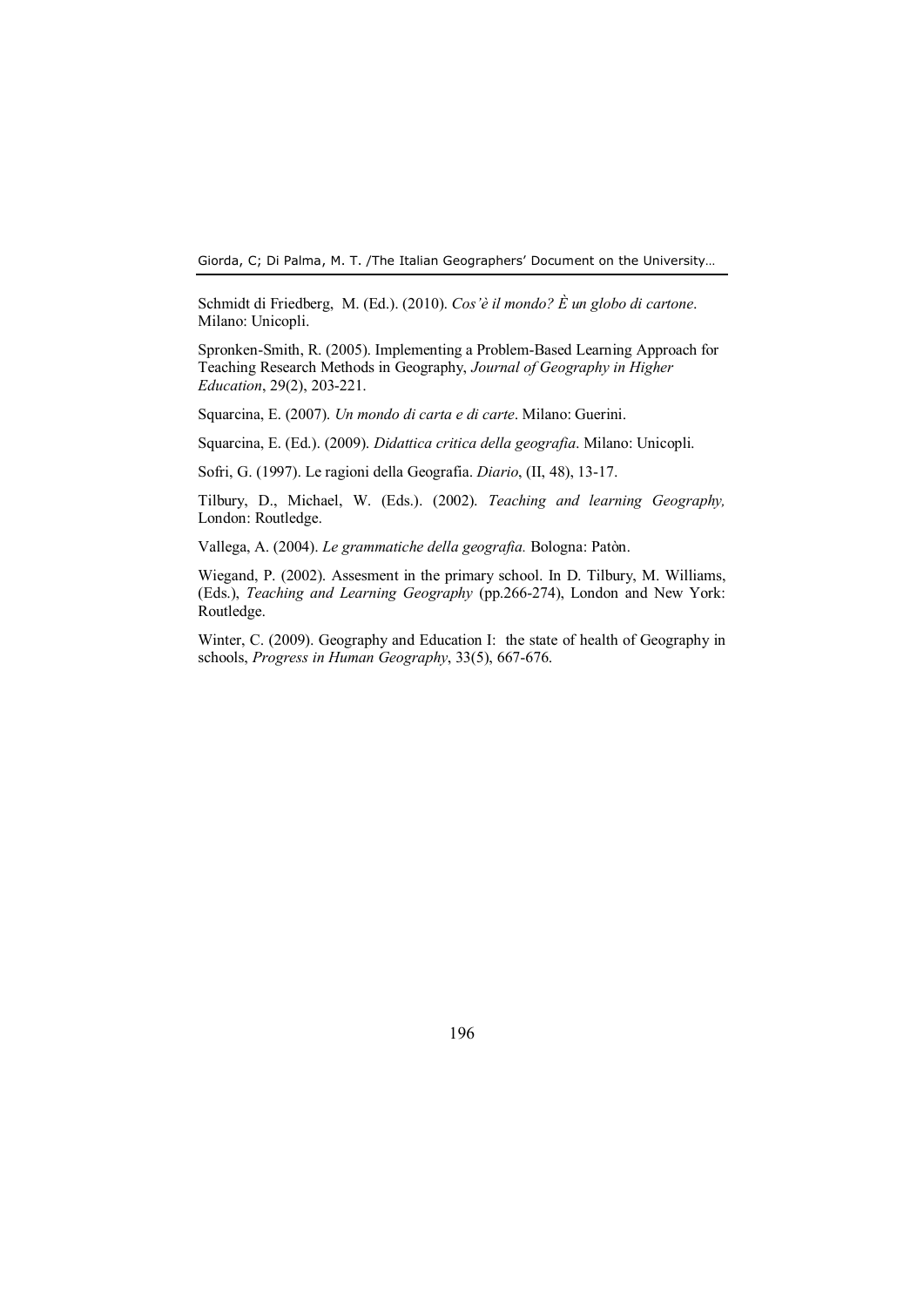Schmidt di Friedberg, M. (Ed.). (2010). *Cos'è il mondo? È un globo di cartone*. Milano: Unicopli.

Spronken-Smith, R. (2005). Implementing a Problem-Based Learning Approach for Teaching Research Methods in Geography, *Journal of Geography in Higher Education*, 29(2), 203-221.

Squarcina, E. (2007). *Un mondo di carta e di carte*. Milano: Guerini.

Squarcina, E. (Ed.). (2009). *Didattica critica della geografia*. Milano: Unicopli.

Sofri, G. (1997). Le ragioni della Geografia. *Diario*, (II, 48), 13-17.

Tilbury, D., Michael, W. (Eds.). (2002). *Teaching and learning Geography,* London: Routledge.

Vallega, A. (2004). *Le grammatiche della geografia.* Bologna: Patòn.

Wiegand, P. (2002). Assesment in the primary school. In D. Tilbury, M. Williams, (Eds.), *Teaching and Learning Geography* (pp.266-274), London and New York: Routledge.

Winter, C. (2009). Geography and Education I: the state of health of Geography in schools, *Progress in Human Geography*, 33(5), 667-676.